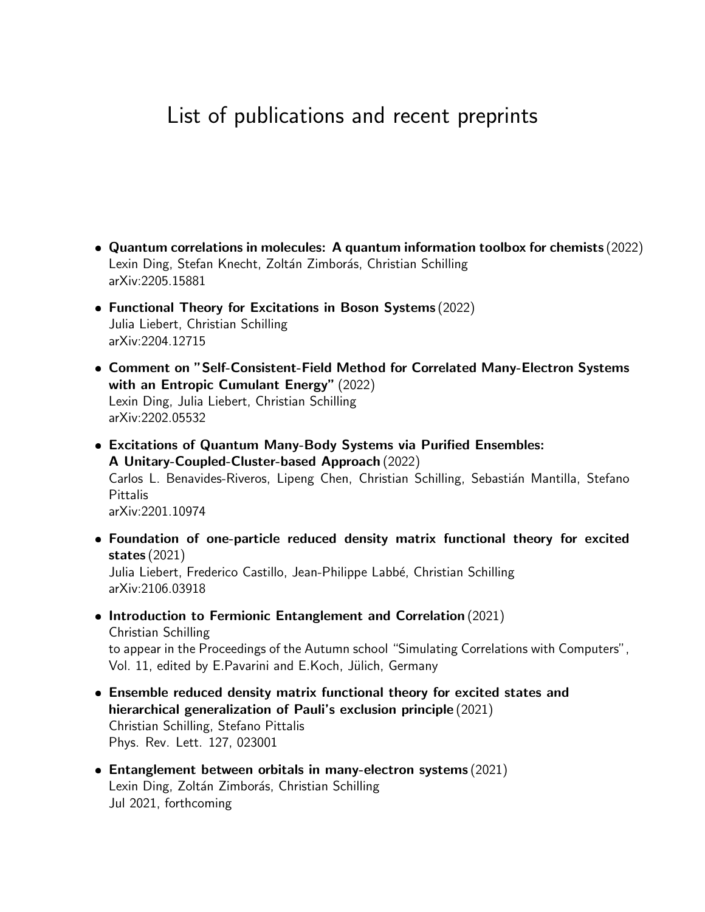# List of publications and recent preprints

- **Quantum correlations in molecules: A quantum information toolbox for chemists** (2022)
  Lexin Ding, Stefan Knecht, Zoltán Zimborás, Christian Schilling
  arXiv:2205.15881

- **Functional Theory for Excitations in Boson Systems** (2022)
  Julia Liebert, Christian Schilling
  arXiv:2204.12715

- **Comment on "Self-Consistent-Field Method for Correlated Many-Electron Systems with an Entropic Cumulant Energy"** (2022)
  Lexin Ding, Julia Liebert, Christian Schilling
  arXiv:2202.05532

- **Excitations of Quantum Many-Body Systems via Purified Ensembles: A Unitary-Coupled-Cluster-based Approach** (2022)
  Carlos L. Benavides-Riveros, Lipeng Chen, Christian Schilling, Sebastián Mantilla, Stefano Pittalis
  arXiv:2201.10974

- **Foundation of one-particle reduced density matrix functional theory for excited states** (2021)
  Julia Liebert, Frederico Castillo, Jean-Philippe Labbé, Christian Schilling
  arXiv:2106.03918

- **Introduction to Fermionic Entanglement and Correlation** (2021)
  Christian Schilling
  to appear in the Proceedings of the Autumn school "Simulating Correlations with Computers", Vol. 11, edited by E.Pavarini and E.Koch, Jülich, Germany

- **Ensemble reduced density matrix functional theory for excited states and hierarchical generalization of Pauli's exclusion principle** (2021)
  Christian Schilling, Stefano Pittalis
  Phys. Rev. Lett. 127, 023001

- **Entanglement between orbitals in many-electron systems** (2021)
  Lexin Ding, Zoltán Zimborás, Christian Schilling
  Jul 2021, forthcoming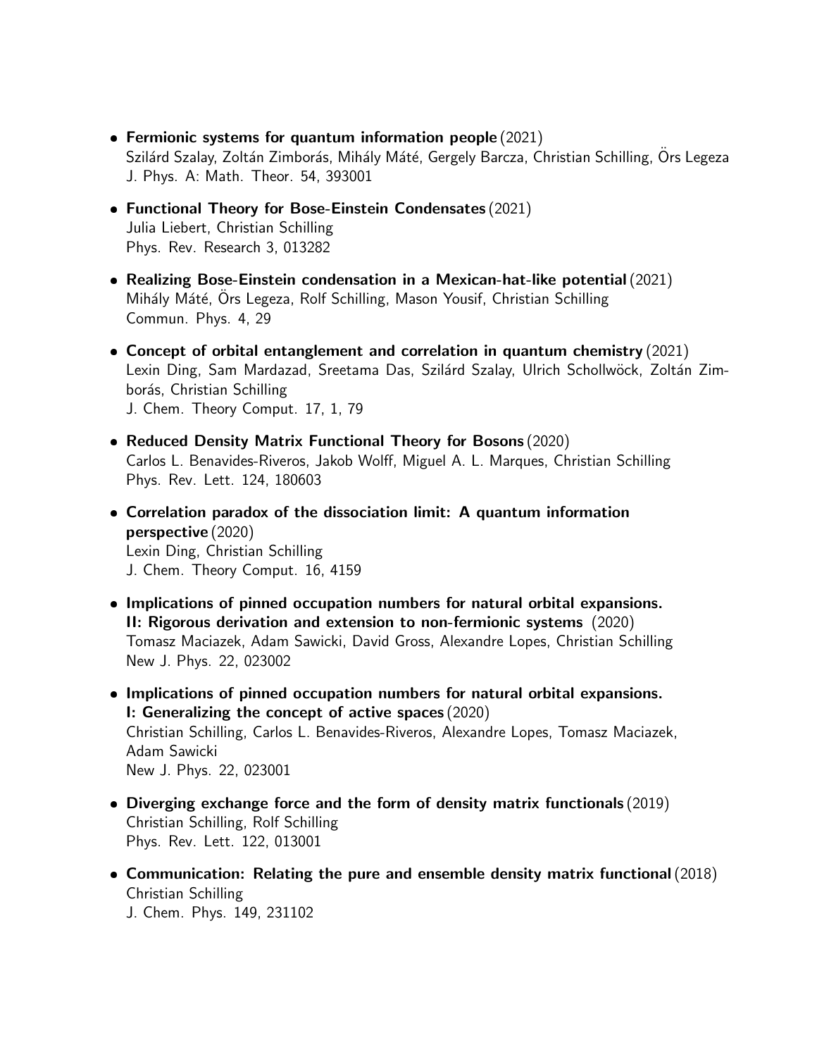- **Fermionic systems for quantum information people** (2021)
  Szilárd Szalay, Zoltán Zimborás, Mihály Máté, Gergely Barcza, Christian Schilling, Örs Legeza
  J. Phys. A: Math. Theor. 54, 393001

- **Functional Theory for Bose-Einstein Condensates** (2021)
  Julia Liebert, Christian Schilling
  Phys. Rev. Research 3, 013282

- **Realizing Bose-Einstein condensation in a Mexican-hat-like potential** (2021)
  Mihály Máté, Örs Legeza, Rolf Schilling, Mason Yousif, Christian Schilling
  Commun. Phys. 4, 29

- **Concept of orbital entanglement and correlation in quantum chemistry** (2021)
  Lexin Ding, Sam Mardazad, Sreetama Das, Szilárd Szalay, Ulrich Schollwöck, Zoltán Zimborás, Christian Schilling
  J. Chem. Theory Comput. 17, 1, 79

- **Reduced Density Matrix Functional Theory for Bosons** (2020)
  Carlos L. Benavides-Riveros, Jakob Wolff, Miguel A. L. Marques, Christian Schilling
  Phys. Rev. Lett. 124, 180603

- **Correlation paradox of the dissociation limit: A quantum information perspective** (2020)
  Lexin Ding, Christian Schilling
  J. Chem. Theory Comput. 16, 4159

- **Implications of pinned occupation numbers for natural orbital expansions. II: Rigorous derivation and extension to non-fermionic systems** (2020)
  Tomasz Maciazek, Adam Sawicki, David Gross, Alexandre Lopes, Christian Schilling
  New J. Phys. 22, 023002

- **Implications of pinned occupation numbers for natural orbital expansions. I: Generalizing the concept of active spaces** (2020)
  Christian Schilling, Carlos L. Benavides-Riveros, Alexandre Lopes, Tomasz Maciazek, Adam Sawicki
  New J. Phys. 22, 023001

- **Diverging exchange force and the form of density matrix functionals** (2019)
  Christian Schilling, Rolf Schilling
  Phys. Rev. Lett. 122, 013001

- **Communication: Relating the pure and ensemble density matrix functional** (2018)
  Christian Schilling
  J. Chem. Phys. 149, 231102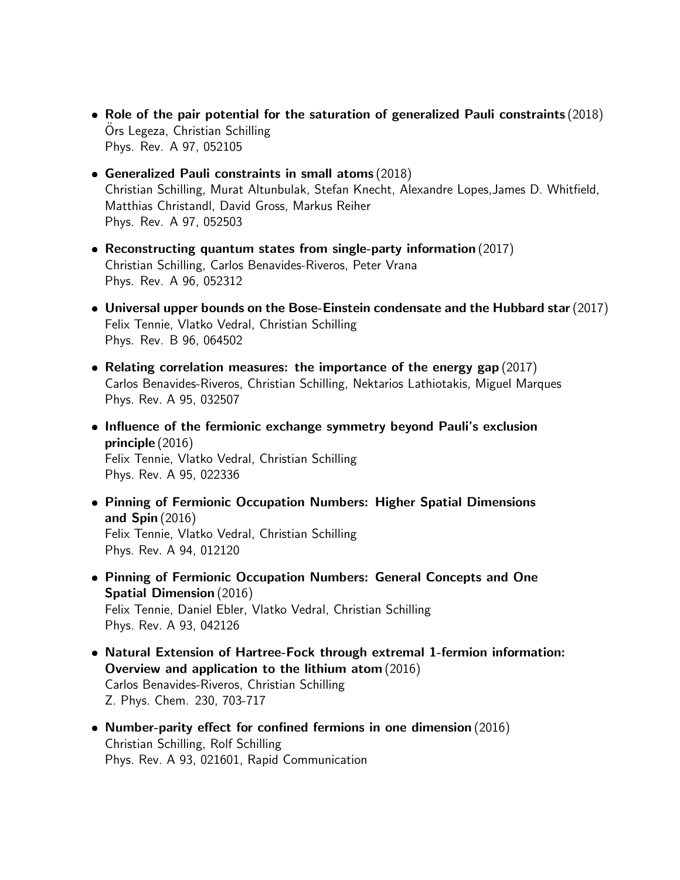- **Role of the pair potential for the saturation of generalized Pauli constraints** (2018)
  Örs Legeza, Christian Schilling
  Phys. Rev. A 97, 052105

- **Generalized Pauli constraints in small atoms** (2018)
  Christian Schilling, Murat Altunbulak, Stefan Knecht, Alexandre Lopes,James D. Whitfield, Matthias Christandl, David Gross, Markus Reiher
  Phys. Rev. A 97, 052503

- **Reconstructing quantum states from single-party information** (2017)
  Christian Schilling, Carlos Benavides-Riveros, Peter Vrana
  Phys. Rev. A 96, 052312

- **Universal upper bounds on the Bose-Einstein condensate and the Hubbard star** (2017)
  Felix Tennie, Vlatko Vedral, Christian Schilling
  Phys. Rev. B 96, 064502

- **Relating correlation measures: the importance of the energy gap** (2017)
  Carlos Benavides-Riveros, Christian Schilling, Nektarios Lathiotakis, Miguel Marques
  Phys. Rev. A 95, 032507

- **Influence of the fermionic exchange symmetry beyond Pauli's exclusion principle** (2016)
  Felix Tennie, Vlatko Vedral, Christian Schilling
  Phys. Rev. A 95, 022336

- **Pinning of Fermionic Occupation Numbers: Higher Spatial Dimensions and Spin** (2016)
  Felix Tennie, Vlatko Vedral, Christian Schilling
  Phys. Rev. A 94, 012120

- **Pinning of Fermionic Occupation Numbers: General Concepts and One Spatial Dimension** (2016)
  Felix Tennie, Daniel Ebler, Vlatko Vedral, Christian Schilling
  Phys. Rev. A 93, 042126

- **Natural Extension of Hartree-Fock through extremal 1-fermion information: Overview and application to the lithium atom** (2016)
  Carlos Benavides-Riveros, Christian Schilling
  Z. Phys. Chem. 230, 703-717

- **Number-parity effect for confined fermions in one dimension** (2016)
  Christian Schilling, Rolf Schilling
  Phys. Rev. A 93, 021601, Rapid Communication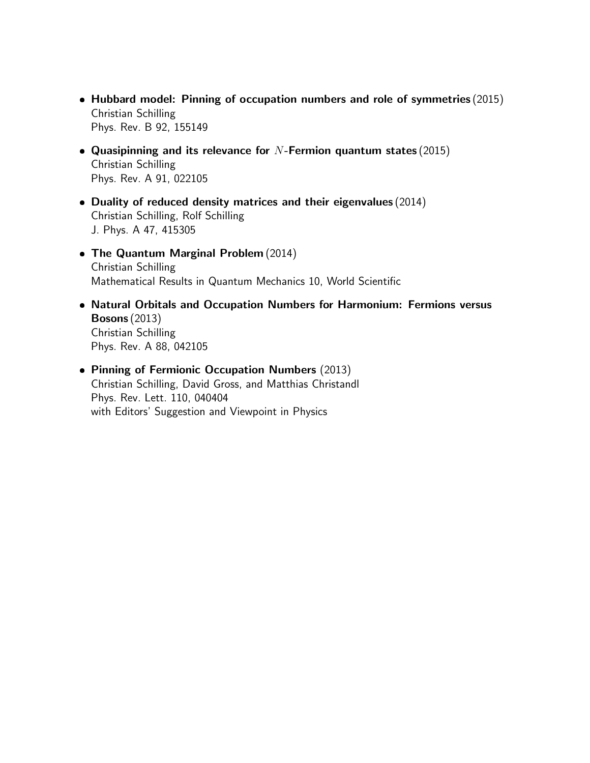- **Hubbard model: Pinning of occupation numbers and role of symmetries** (2015)
  Christian Schilling
  Phys. Rev. B 92, 155149

- **Quasipinning and its relevance for $N$-Fermion quantum states** (2015)
  Christian Schilling
  Phys. Rev. A 91, 022105

- **Duality of reduced density matrices and their eigenvalues** (2014)
  Christian Schilling, Rolf Schilling
  J. Phys. A 47, 415305

- **The Quantum Marginal Problem** (2014)
  Christian Schilling
  Mathematical Results in Quantum Mechanics 10, World Scientific

- **Natural Orbitals and Occupation Numbers for Harmonium: Fermions versus Bosons** (2013)
  Christian Schilling
  Phys. Rev. A 88, 042105

- **Pinning of Fermionic Occupation Numbers** (2013)
  Christian Schilling, David Gross, and Matthias Christandl
  Phys. Rev. Lett. 110, 040404
  with Editors' Suggestion and Viewpoint in Physics